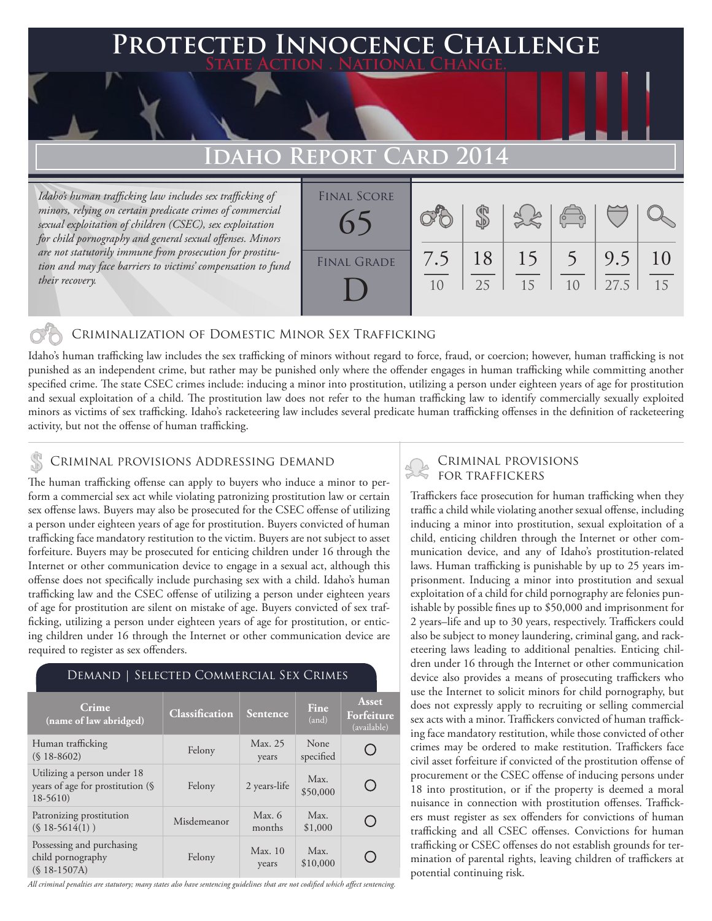# Protected Innocence Challenge

**State Action . National Change.**

## Idaho Report Card 2014

*Idaho's human trafficking law includes sex trafficking of minors, relying on certain predicate crimes of commercial sexual exploitation of children (CSEC), sex exploitation for child pornography and general sexual offenses. Minors are not statutorily immune from prosecution for prostitution and may face barriers to victims' compensation to fund their recovery.*

**Final Score:** 65

**Final Grade:** D

| Criminalization of Domestic Minor Sex Trafficking | Criminal Provisions Addressing Demand | Criminal Provisions for Traffickers | Criminal Provisions for Facilitators | Protective Provisions for the Child Victims | Criminal Justice Tools for Investigation and Prosecution |
|---|---|---|---|---|---|
| 7.5/10 | 18/25 | 15/15 | 5/10 | 9.5/27.5 | 10/15 |

### Criminalization of Domestic Minor Sex Trafficking

Idaho's human trafficking law includes the sex trafficking of minors without regard to force, fraud, or coercion; however, human trafficking is not punished as an independent crime, but rather may be punished only where the offender engages in human trafficking while committing another specified crime. The state CSEC crimes include: inducing a minor into prostitution, utilizing a person under eighteen years of age for prostitution and sexual exploitation of a child. The prostitution law does not refer to the human trafficking law to identify commercially sexually exploited minors as victims of sex trafficking. Idaho's racketeering law includes several predicate human trafficking offenses in the definition of racketeering activity, but not the offense of human trafficking.

### Criminal provisions Addressing demand

The human trafficking offense can apply to buyers who induce a minor to perform a commercial sex act while violating patronizing prostitution law or certain sex offense laws. Buyers may also be prosecuted for the CSEC offense of utilizing a person under eighteen years of age for prostitution. Buyers convicted of human trafficking face mandatory restitution to the victim. Buyers are not subject to asset forfeiture. Buyers may be prosecuted for enticing children under 16 through the Internet or other communication device to engage in a sexual act, although this offense does not specifically include purchasing sex with a child. Idaho's human trafficking law and the CSEC offense of utilizing a person under eighteen years of age for prostitution are silent on mistake of age. Buyers convicted of sex trafficking, utilizing a person under eighteen years of age for prostitution, or enticing children under 16 through the Internet or other communication device are required to register as sex offenders.

#### Demand | Selected Commercial Sex Crimes

| Crime (name of law abridged) | Classification | Sentence | Fine (and) | Asset Forfeiture (available) |
|---|---|---|---|---|
| Human trafficking (§ 18-8602) | Felony | Max. 25 years | None specified | ○ |
| Utilizing a person under 18 years of age for prostitution (§ 18-5610) | Felony | 2 years-life | Max. $50,000 | ○ |
| Patronizing prostitution (§ 18-5614(1) ) | Misdemeanor | Max. 6 months | Max. $1,000 | ○ |
| Possessing and purchasing child pornography (§ 18-1507A) | Felony | Max. 10 years | Max. $10,000 | ○ |

*All criminal penalties are statutory; many states also have sentencing guidelines that are not codified which affect sentencing.*

### Criminal provisions for traffickers

Traffickers face prosecution for human trafficking when they traffic a child while violating another sexual offense, including inducing a minor into prostitution, sexual exploitation of a child, enticing children through the Internet or other communication device, and any of Idaho's prostitution-related laws. Human trafficking is punishable by up to 25 years imprisonment. Inducing a minor into prostitution and sexual exploitation of a child for child pornography are felonies punishable by possible fines up to $50,000 and imprisonment for 2 years–life and up to 30 years, respectively. Traffickers could also be subject to money laundering, criminal gang, and racketeering laws leading to additional penalties. Enticing children under 16 through the Internet or other communication device also provides a means of prosecuting traffickers who use the Internet to solicit minors for child pornography, but does not expressly apply to recruiting or selling commercial sex acts with a minor. Traffickers convicted of human trafficking face mandatory restitution, while those convicted of other crimes may be ordered to make restitution. Traffickers face civil asset forfeiture if convicted of the prostitution offense of procurement or the CSEC offense of inducing persons under 18 into prostitution, or if the property is deemed a moral nuisance in connection with prostitution offenses. Traffickers must register as sex offenders for convictions of human trafficking and all CSEC offenses. Convictions for human trafficking or CSEC offenses do not establish grounds for termination of parental rights, leaving children of traffickers at potential continuing risk.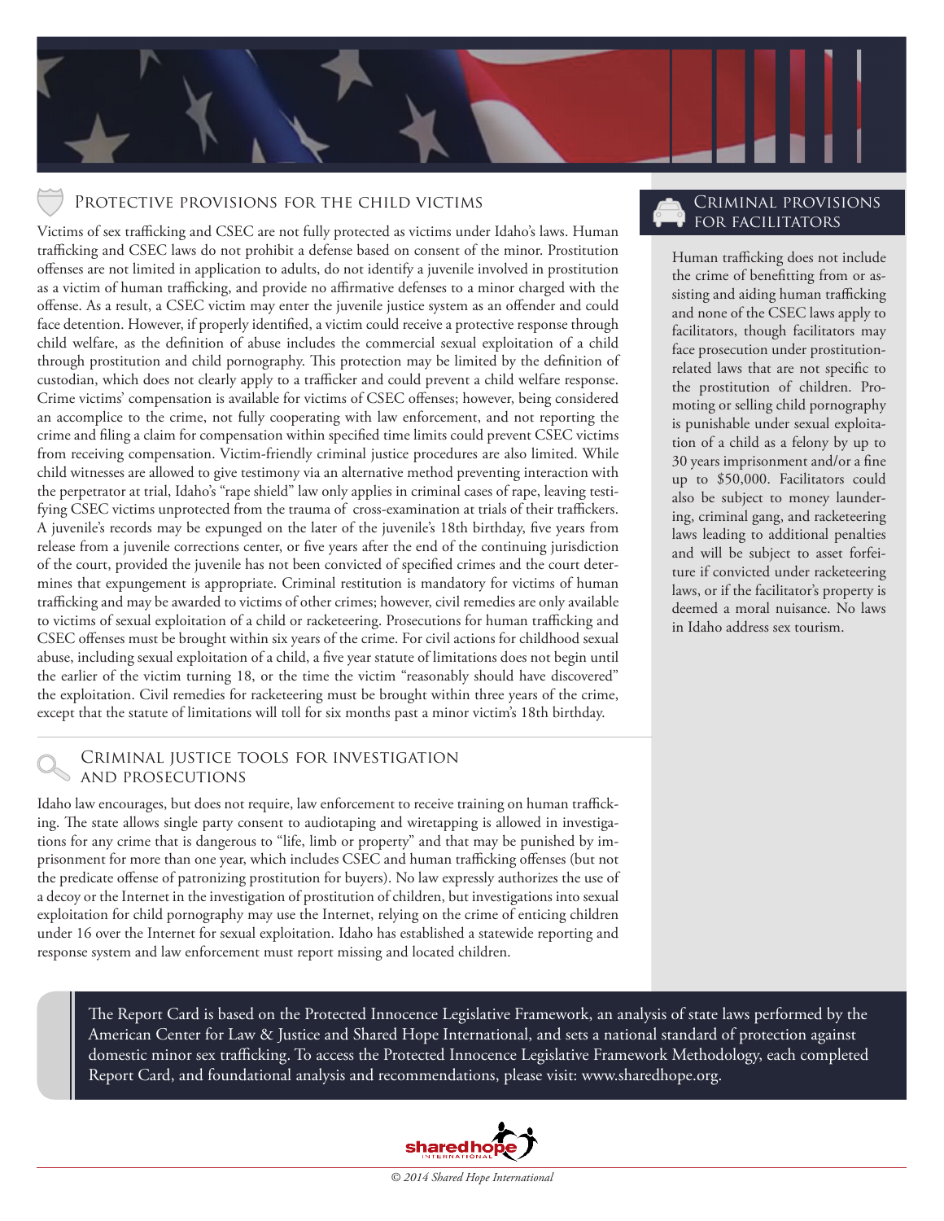## Protective provisions for the child victims

Victims of sex trafficking and CSEC are not fully protected as victims under Idaho's laws. Human trafficking and CSEC laws do not prohibit a defense based on consent of the minor. Prostitution offenses are not limited in application to adults, do not identify a juvenile involved in prostitution as a victim of human trafficking, and provide no affirmative defenses to a minor charged with the offense. As a result, a CSEC victim may enter the juvenile justice system as an offender and could face detention. However, if properly identified, a victim could receive a protective response through child welfare, as the definition of abuse includes the commercial sexual exploitation of a child through prostitution and child pornography. This protection may be limited by the definition of custodian, which does not clearly apply to a trafficker and could prevent a child welfare response. Crime victims' compensation is available for victims of CSEC offenses; however, being considered an accomplice to the crime, not fully cooperating with law enforcement, and not reporting the crime and filing a claim for compensation within specified time limits could prevent CSEC victims from receiving compensation. Victim-friendly criminal justice procedures are also limited. While child witnesses are allowed to give testimony via an alternative method preventing interaction with the perpetrator at trial, Idaho's "rape shield" law only applies in criminal cases of rape, leaving testifying CSEC victims unprotected from the trauma of cross-examination at trials of their traffickers. A juvenile's records may be expunged on the later of the juvenile's 18th birthday, five years from release from a juvenile corrections center, or five years after the end of the continuing jurisdiction of the court, provided the juvenile has not been convicted of specified crimes and the court determines that expungement is appropriate. Criminal restitution is mandatory for victims of human trafficking and may be awarded to victims of other crimes; however, civil remedies are only available to victims of sexual exploitation of a child or racketeering. Prosecutions for human trafficking and CSEC offenses must be brought within six years of the crime. For civil actions for childhood sexual abuse, including sexual exploitation of a child, a five year statute of limitations does not begin until the earlier of the victim turning 18, or the time the victim "reasonably should have discovered" the exploitation. Civil remedies for racketeering must be brought within three years of the crime, except that the statute of limitations will toll for six months past a minor victim's 18th birthday.

## Criminal justice tools for investigation and prosecutions

Idaho law encourages, but does not require, law enforcement to receive training on human trafficking. The state allows single party consent to audiotaping and wiretapping is allowed in investigations for any crime that is dangerous to "life, limb or property" and that may be punished by imprisonment for more than one year, which includes CSEC and human trafficking offenses (but not the predicate offense of patronizing prostitution for buyers). No law expressly authorizes the use of a decoy or the Internet in the investigation of prostitution of children, but investigations into sexual exploitation for child pornography may use the Internet, relying on the crime of enticing children under 16 over the Internet for sexual exploitation. Idaho has established a statewide reporting and response system and law enforcement must report missing and located children.

## Criminal provisions for facilitators

Human trafficking does not include the crime of benefitting from or assisting and aiding human trafficking and none of the CSEC laws apply to facilitators, though facilitators may face prosecution under prostitution-related laws that are not specific to the prostitution of children. Promoting or selling child pornography is punishable under sexual exploitation of a child as a felony by up to 30 years imprisonment and/or a fine up to $50,000. Facilitators could also be subject to money laundering, criminal gang, and racketeering laws leading to additional penalties and will be subject to asset forfeiture if convicted under racketeering laws, or if the facilitator's property is deemed a moral nuisance. No laws in Idaho address sex tourism.

The Report Card is based on the Protected Innocence Legislative Framework, an analysis of state laws performed by the American Center for Law & Justice and Shared Hope International, and sets a national standard of protection against domestic minor sex trafficking. To access the Protected Innocence Legislative Framework Methodology, each completed Report Card, and foundational analysis and recommendations, please visit: www.sharedhope.org.

shared hope INTERNATIONAL

*© 2014 Shared Hope International*